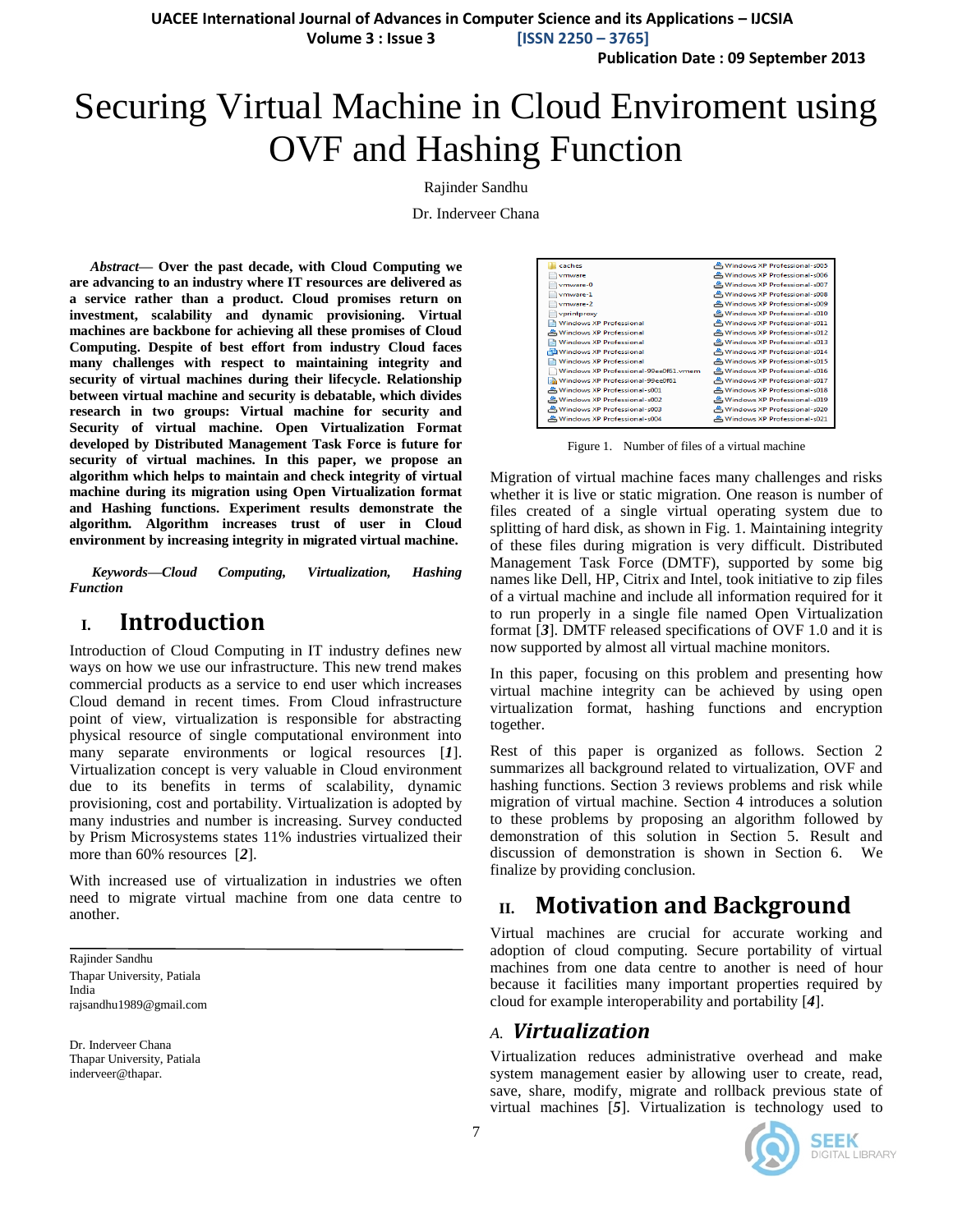# Securing Virtual Machine in Cloud Enviroment using OVF and Hashing Function

Rajinder Sandhu

Dr. Inderveer Chana

***Abstract*— Over the past decade, with Cloud Computing we are advancing to an industry where IT resources are delivered as a service rather than a product. Cloud promises return on investment, scalability and dynamic provisioning. Virtual machines are backbone for achieving all these promises of Cloud Computing. Despite of best effort from industry Cloud faces many challenges with respect to maintaining integrity and security of virtual machines during their lifecycle. Relationship between virtual machine and security is debatable, which divides research in two groups: Virtual machine for security and Security of virtual machine. Open Virtualization Format developed by Distributed Management Task Force is future for security of virtual machines. In this paper, we propose an algorithm which helps to maintain and check integrity of virtual machine during its migration using Open Virtualization format and Hashing functions. Experiment results demonstrate the algorithm. Algorithm increases trust of user in Cloud environment by increasing integrity in migrated virtual machine.**

***Keywords—Cloud Computing, Virtualization, Hashing Function***

## I. Introduction

Introduction of Cloud Computing in IT industry defines new ways on how we use our infrastructure. This new trend makes commercial products as a service to end user which increases Cloud demand in recent times. From Cloud infrastructure point of view, virtualization is responsible for abstracting physical resource of single computational environment into many separate environments or logical resources [*1*]. Virtualization concept is very valuable in Cloud environment due to its benefits in terms of scalability, dynamic provisioning, cost and portability. Virtualization is adopted by many industries and number is increasing. Survey conducted by Prism Microsystems states 11% industries virtualized their more than 60% resources [*2*].

With increased use of virtualization in industries we often need to migrate virtual machine from one data centre to another.

Rajinder Sandhu
Thapar University, Patiala
India
rajsandhu1989@gmail.com

Dr. Inderveer Chana
Thapar University, Patiala
inderveer@thapar.

| | |
|---|---|
| caches | Windows XP Professional-s005 |
| vmware | Windows XP Professional-s006 |
| vmware-0 | Windows XP Professional-s007 |
| vmware-1 | Windows XP Professional-s008 |
| vmware-2 | Windows XP Professional-s009 |
| vprintproxy | Windows XP Professional-s010 |
| Windows XP Professional | Windows XP Professional-s011 |
| Windows XP Professional | Windows XP Professional-s012 |
| Windows XP Professional | Windows XP Professional-s013 |
| Windows XP Professional | Windows XP Professional-s014 |
| Windows XP Professional | Windows XP Professional-s015 |
| Windows XP Professional-99ee0f61.vmem | Windows XP Professional-s016 |
| Windows XP Professional-99ee0f61 | Windows XP Professional-s017 |
| Windows XP Professional-s001 | Windows XP Professional-s018 |
| Windows XP Professional-s002 | Windows XP Professional-s019 |
| Windows XP Professional-s003 | Windows XP Professional-s020 |
| Windows XP Professional-s004 | Windows XP Professional-s021 |

Figure 1. Number of files of a virtual machine

Migration of virtual machine faces many challenges and risks whether it is live or static migration. One reason is number of files created of a single virtual operating system due to splitting of hard disk, as shown in Fig. 1. Maintaining integrity of these files during migration is very difficult. Distributed Management Task Force (DMTF), supported by some big names like Dell, HP, Citrix and Intel, took initiative to zip files of a virtual machine and include all information required for it to run properly in a single file named Open Virtualization format [*3*]. DMTF released specifications of OVF 1.0 and it is now supported by almost all virtual machine monitors.

In this paper, focusing on this problem and presenting how virtual machine integrity can be achieved by using open virtualization format, hashing functions and encryption together.

Rest of this paper is organized as follows. Section 2 summarizes all background related to virtualization, OVF and hashing functions. Section 3 reviews problems and risk while migration of virtual machine. Section 4 introduces a solution to these problems by proposing an algorithm followed by demonstration of this solution in Section 5. Result and discussion of demonstration is shown in Section 6. We finalize by providing conclusion.

## II. Motivation and Background

Virtual machines are crucial for accurate working and adoption of cloud computing. Secure portability of virtual machines from one data centre to another is need of hour because it facilities many important properties required by cloud for example interoperability and portability [*4*].

### A. *Virtualization*

Virtualization reduces administrative overhead and make system management easier by allowing user to create, read, save, share, modify, migrate and rollback previous state of virtual machines [*5*]. Virtualization is technology used to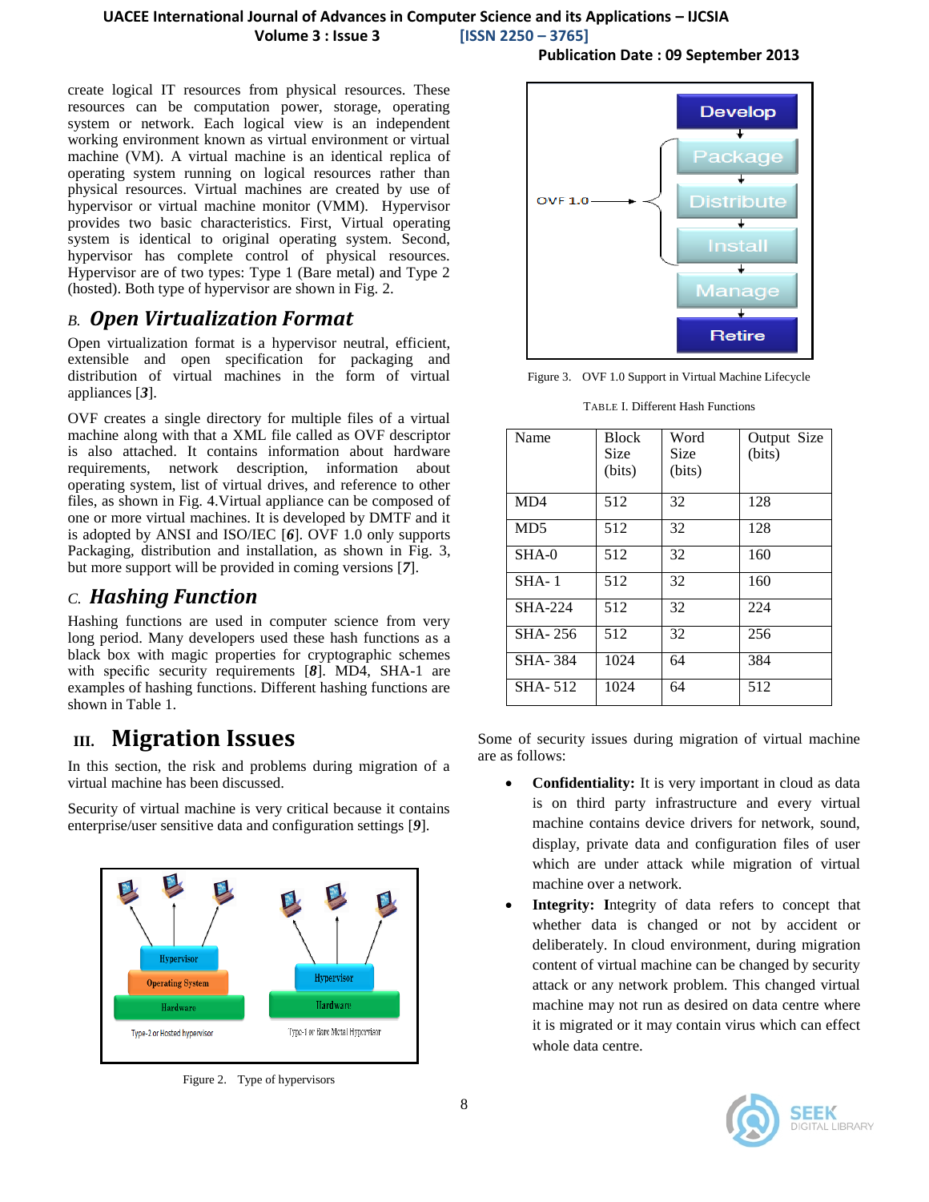create logical IT resources from physical resources. These resources can be computation power, storage, operating system or network. Each logical view is an independent working environment known as virtual environment or virtual machine (VM). A virtual machine is an identical replica of operating system running on logical resources rather than physical resources. Virtual machines are created by use of hypervisor or virtual machine monitor (VMM). Hypervisor provides two basic characteristics. First, Virtual operating system is identical to original operating system. Second, hypervisor has complete control of physical resources. Hypervisor are of two types: Type 1 (Bare metal) and Type 2 (hosted). Both type of hypervisor are shown in Fig. 2.

### B. *Open Virtualization Format*

Open virtualization format is a hypervisor neutral, efficient, extensible and open specification for packaging and distribution of virtual machines in the form of virtual appliances [*3*].

OVF creates a single directory for multiple files of a virtual machine along with that a XML file called as OVF descriptor is also attached. It contains information about hardware requirements, network description, information about operating system, list of virtual drives, and reference to other files, as shown in Fig. 4.Virtual appliance can be composed of one or more virtual machines. It is developed by DMTF and it is adopted by ANSI and ISO/IEC [*6*]. OVF 1.0 only supports Packaging, distribution and installation, as shown in Fig. 3, but more support will be provided in coming versions [*7*].

### C. *Hashing Function*

Hashing functions are used in computer science from very long period. Many developers used these hash functions as a black box with magic properties for cryptographic schemes with specific security requirements [*8*]. MD4, SHA-1 are examples of hashing functions. Different hashing functions are shown in Table 1.

## III. Migration Issues

In this section, the risk and problems during migration of a virtual machine has been discussed.

Security of virtual machine is very critical because it contains enterprise/user sensitive data and configuration settings [*9*].

Hypervisor | Operating System | Hardware — Type-2 or Hosted hypervisor

Hypervisor | Hardware — Type-1 or Bare Metal Hypervisor

Figure 2. Type of hypervisors

OVF 1.0 → Develop, Package, Distribute, Install, Manage, Retire

Figure 3. OVF 1.0 Support in Virtual Machine Lifecycle

TABLE I. Different Hash Functions

| Name | Block Size (bits) | Word Size (bits) | Output Size (bits) |
|---|---|---|---|
| MD4 | 512 | 32 | 128 |
| MD5 | 512 | 32 | 128 |
| SHA-0 | 512 | 32 | 160 |
| SHA- 1 | 512 | 32 | 160 |
| SHA-224 | 512 | 32 | 224 |
| SHA- 256 | 512 | 32 | 256 |
| SHA- 384 | 1024 | 64 | 384 |
| SHA- 512 | 1024 | 64 | 512 |

Some of security issues during migration of virtual machine are as follows:

- **Confidentiality:** It is very important in cloud as data is on third party infrastructure and every virtual machine contains device drivers for network, sound, display, private data and configuration files of user which are under attack while migration of virtual machine over a network.
- **Integrity: I**ntegrity of data refers to concept that whether data is changed or not by accident or deliberately. In cloud environment, during migration content of virtual machine can be changed by security attack or any network problem. This changed virtual machine may not run as desired on data centre where it is migrated or it may contain virus which can effect whole data centre.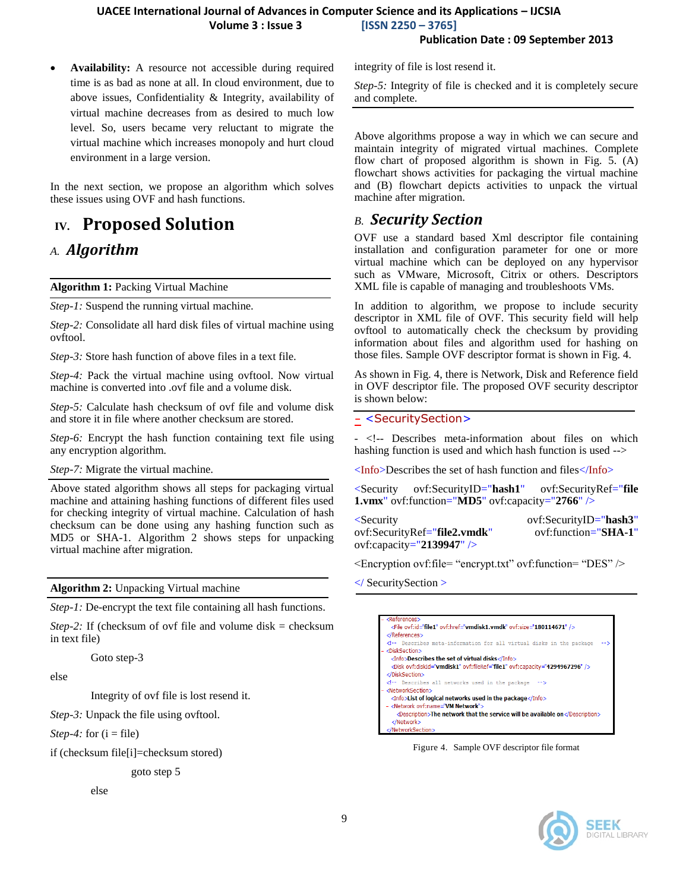- **Availability:** A resource not accessible during required time is as bad as none at all. In cloud environment, due to above issues, Confidentiality & Integrity, availability of virtual machine decreases from as desired to much low level. So, users became very reluctant to migrate the virtual machine which increases monopoly and hurt cloud environment in a large version.

In the next section, we propose an algorithm which solves these issues using OVF and hash functions.

# IV. Proposed Solution

## A. Algorithm

**Algorithm 1:** Packing Virtual Machine

*Step-1:* Suspend the running virtual machine.

*Step-2:* Consolidate all hard disk files of virtual machine using ovftool.

*Step-3:* Store hash function of above files in a text file.

*Step-4:* Pack the virtual machine using ovftool. Now virtual machine is converted into .ovf file and a volume disk.

*Step-5:* Calculate hash checksum of ovf file and volume disk and store it in file where another checksum are stored.

*Step-6:* Encrypt the hash function containing text file using any encryption algorithm.

*Step-7:* Migrate the virtual machine.

Above stated algorithm shows all steps for packaging virtual machine and attaining hashing functions of different files used for checking integrity of virtual machine. Calculation of hash checksum can be done using any hashing function such as MD5 or SHA-1. Algorithm 2 shows steps for unpacking virtual machine after migration.

**Algorithm 2:** Unpacking Virtual machine

*Step-1:* De-encrypt the text file containing all hash functions.

*Step-2:* If (checksum of ovf file and volume disk = checksum in text file)

Goto step-3

else

Integrity of ovf file is lost resend it.

*Step-3:* Unpack the file using ovftool.

*Step-4:* for (i = file)

if (checksum file[i]=checksum stored)

goto step 5

else

integrity of file is lost resend it.

*Step-5:* Integrity of file is checked and it is completely secure and complete.

Above algorithms propose a way in which we can secure and maintain integrity of migrated virtual machines. Complete flow chart of proposed algorithm is shown in Fig. 5. (A) flowchart shows activities for packaging the virtual machine and (B) flowchart depicts activities to unpack the virtual machine after migration.

## B. Security Section

OVF use a standard based Xml descriptor file containing installation and configuration parameter for one or more virtual machine which can be deployed on any hypervisor such as VMware, Microsoft, Citrix or others. Descriptors XML file is capable of managing and troubleshoots VMs.

In addition to algorithm, we propose to include security descriptor in XML file of OVF. This security field will help ovftool to automatically check the checksum by providing information about files and algorithm used for hashing on those files. Sample OVF descriptor format is shown in Fig. 4.

As shown in Fig. 4, there is Network, Disk and Reference field in OVF descriptor file. The proposed OVF security descriptor is shown below:

```
- <SecuritySection>
- <!-- Describes meta-information about files on which hashing function is used and which hash function is used -->
<Info>Describes the set of hash function and files</Info>
<Security ovf:SecurityID="hash1" ovf:SecurityRef="file 1.vmx" ovf:function="MD5" ovf:capacity="2766" />
<Security ovf:SecurityID="hash3" ovf:SecurityRef="file2.vmdk" ovf:function="SHA-1" ovf:capacity="2139947" />
<Encryption ovf:file= "encrypt.txt" ovf:function= "DES" />
</ SecuritySection >
```

```
- <References>
    <File ovf:id="file1" ovf:href="vmdisk1.vmdk" ovf:size="180114671" />
  </References>
  <!-- Describes meta-information for all virtual disks in the package -->
- <DiskSection>
    <Info>Describes the set of virtual disks</Info>
    <Disk ovf:diskId="vmdisk1" ovf:fileRef="file1" ovf:capacity="4294967296" />
  </DiskSection>
  <!-- Describes all networks used in the package -->
- <NetworkSection>
    <Info>List of logical networks used in the package</Info>
  - <Network ovf:name="VM Network">
      <Description>The network that the service will be available on</Description>
    </Network>
  </NetworkSection>
```

Figure 4. Sample OVF descriptor file format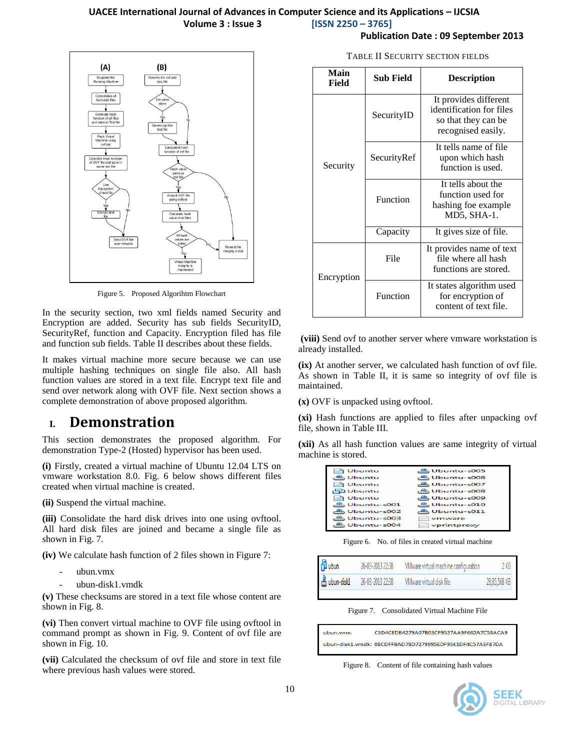Figure 5. Proposed Algorihtm Flowchart

In the security section, two xml fields named Security and Encryption are added. Security has sub fields SecurityID, SecurityRef, function and Capacity. Encryption filed has file and function sub fields. Table II describes about these fields.

It makes virtual machine more secure because we can use multiple hashing techniques on single file also. All hash function values are stored in a text file. Encrypt text file and send over network along with OVF file. Next section shows a complete demonstration of above proposed algorithm.

# I. Demonstration

This section demonstrates the proposed algorithm. For demonstration Type-2 (Hosted) hypervisor has been used.

**(i)** Firstly, created a virtual machine of Ubuntu 12.04 LTS on vmware workstation 8.0. Fig. 6 below shows different files created when virtual machine is created.

**(ii)** Suspend the virtual machine.

**(iii)** Consolidate the hard disk drives into one using ovftool. All hard disk files are joined and became a single file as shown in Fig. 7.

**(iv)** We calculate hash function of 2 files shown in Figure 7:

- ubun.vmx
- ubun-disk1.vmdk

**(v)** These checksums are stored in a text file whose content are shown in Fig. 8.

**(vi)** Then convert virtual machine to OVF file using ovftool in command prompt as shown in Fig. 9. Content of ovf file are shown in Fig. 10.

**(vii)** Calculated the checksum of ovf file and store in text file where previous hash values were stored.

TABLE II SECURITY SECTION FIELDS

| Main Field | Sub Field | Description |
|---|---|---|
| Security | SecurityID | It provides different identification for files so that they can be recognised easily. |
| | SecurityRef | It tells name of file upon which hash function is used. |
| | Function | It tells about the function used for hashing foe example MD5, SHA-1. |
| | Capacity | It gives size of file. |
| Encryption | File | It provides name of text file where all hash functions are stored. |
| | Function | It states algorithm used for encryption of content of text file. |

**(viii)** Send ovf to another server where vmware workstation is already installed.

**(ix)** At another server, we calculated hash function of ovf file. As shown in Table II, it is same so integrity of ovf file is maintained.

**(x)** OVF is unpacked using ovftool.

**(xi)** Hash functions are applied to files after unpacking ovf file, shown in Table III.

**(xii)** As all hash function values are same integrity of virtual machine is stored.

Figure 6. No. of files in created virtual machine

Figure 7. Consolidated Virtual Machine File

| | |
|---|---|
| ubun.vmx: | C3D4CEDB4279A07B03CF9527AA9F662A7C58ACA9 |
| ubun-disk1.vmdk: | 08CDFF8AD78D7279995EDF95E1DF4C57A5F87DA |

Figure 8. Content of file containing hash values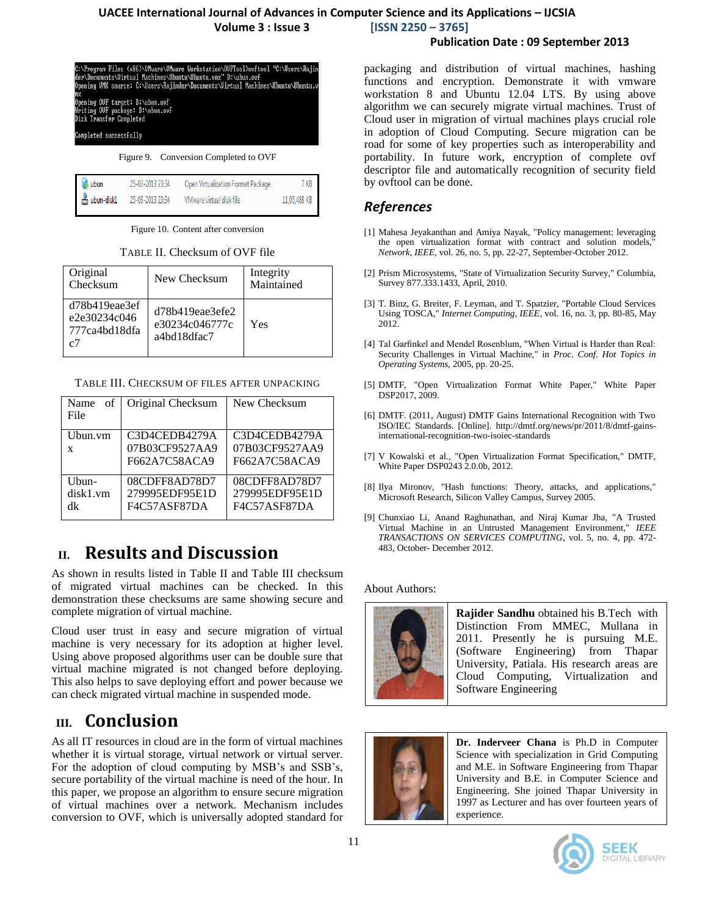Figure 9. Conversion Completed to OVF

Figure 10. Content after conversion

TABLE II. Checksum of OVF file

| Original Checksum | New Checksum | Integrity Maintained |
|---|---|---|
| d78b419eae3ef e2e30234c046 777ca4bd18dfa c7 | d78b419eae3efe2 e30234c046777c a4bd18dfac7 | Yes |

TABLE III. Checksum of files after unpacking

| Name of File | Original Checksum | New Checksum |
|---|---|---|
| Ubun.vmx | C3D4CEDB4279A 07B03CF9527AA9 F662A7C58ACA9 | C3D4CEDB4279A 07B03CF9527AA9 F662A7C58ACA9 |
| Ubun-disk1.vmdk | 08CDFF8AD78D7 279995EDF95E1D F4C57ASF87DA | 08CDFF8AD78D7 279995EDF95E1D F4C57ASF87DA |

## II. Results and Discussion

As shown in results listed in Table II and Table III checksum of migrated virtual machines can be checked. In this demonstration these checksums are same showing secure and complete migration of virtual machine.

Cloud user trust in easy and secure migration of virtual machine is very necessary for its adoption at higher level. Using above proposed algorithms user can be double sure that virtual machine migrated is not changed before deploying. This also helps to save deploying effort and power because we can check migrated virtual machine in suspended mode.

## III. Conclusion

As all IT resources in cloud are in the form of virtual machines whether it is virtual storage, virtual network or virtual server. For the adoption of cloud computing by MSB's and SSB's, secure portability of the virtual machine is need of the hour. In this paper, we propose an algorithm to ensure secure migration of virtual machines over a network. Mechanism includes conversion to OVF, which is universally adopted standard for packaging and distribution of virtual machines, hashing functions and encryption. Demonstrate it with vmware workstation 8 and Ubuntu 12.04 LTS. By using above algorithm we can securely migrate virtual machines. Trust of Cloud user in migration of virtual machines plays crucial role in adoption of Cloud Computing. Secure migration can be road for some of key properties such as interoperability and portability. In future work, encryption of complete ovf descriptor file and automatically recognition of security field by ovftool can be done.

## References

[1] Mahesa Jeyakanthan and Amiya Nayak, "Policy management: leveraging the open virtualization format with contract and solution models," *Network, IEEE*, vol. 26, no. 5, pp. 22-27, September-October 2012.

[2] Prism Microsystems, "State of Virtualization Security Survey," Columbia, Survey 877.333.1433, April, 2010.

[3] T. Binz, G. Breiter, F. Leyman, and T. Spatzier, "Portable Cloud Services Using TOSCA," *Internet Computing, IEEE*, vol. 16, no. 3, pp. 80-85, May 2012.

[4] Tal Garfinkel and Mendel Rosenblum, "When Virtual is Harder than Real: Security Challenges in Virtual Machine," in *Proc. Conf. Hot Topics in Operating Systems*, 2005, pp. 20-25.

[5] DMTF, "Open Virtualization Format White Paper," White Paper DSP2017, 2009.

[6] DMTF. (2011, August) DMTF Gains International Recognition with Two ISO/IEC Standards. [Online]. http://dmtf.org/news/pr/2011/8/dmtf-gains-international-recognition-two-isoiec-standards

[7] V Kowalski et al., "Open Virtualization Format Specification," DMTF, White Paper DSP0243 2.0.0b, 2012.

[8] Ilya Mironov, "Hash functions: Theory, attacks, and applications," Microsoft Research, Silicon Valley Campus, Survey 2005.

[9] Chunxiao Li, Anand Raghunathan, and Niraj Kumar Jha, "A Trusted Virtual Machine in an Untrusted Management Environment," *IEEE TRANSACTIONS ON SERVICES COMPUTING*, vol. 5, no. 4, pp. 472-483, October- December 2012.

About Authors:

**Rajider Sandhu** obtained his B.Tech with Distinction From MMEC, Mullana in 2011. Presently he is pursuing M.E. (Software Engineering) from Thapar University, Patiala. His research areas are Cloud Computing, Virtualization and Software Engineering

**Dr. Inderveer Chana** is Ph.D in Computer Science with specialization in Grid Computing and M.E. in Software Engineering from Thapar University and B.E. in Computer Science and Engineering. She joined Thapar University in 1997 as Lecturer and has over fourteen years of experience.